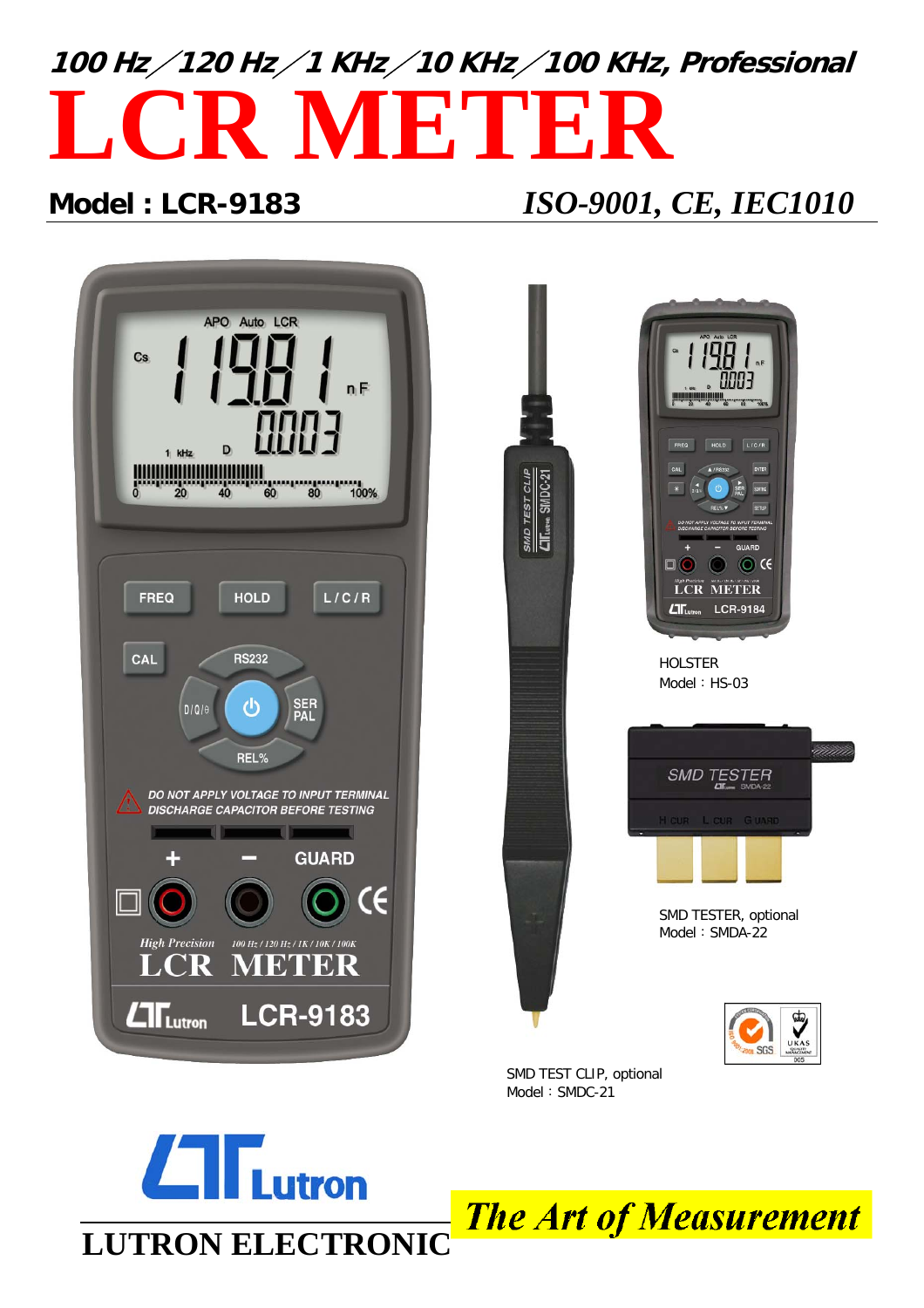**100 Hz / 120 Hz / 1 KHz / 10 KHz / 100 KHz, Professional**

# LCR METER

**Model : LCR-9183** *ISO-9001, CE, IEC1010*

HOLSTER
Model : HS-03

SMD TESTER, optional
Model : SMDA-22

SMD TEST CLIP, optional
Model : SMDC-21

Lutron

**LUTRON ELECTRONIC**

*The Art of Measurement*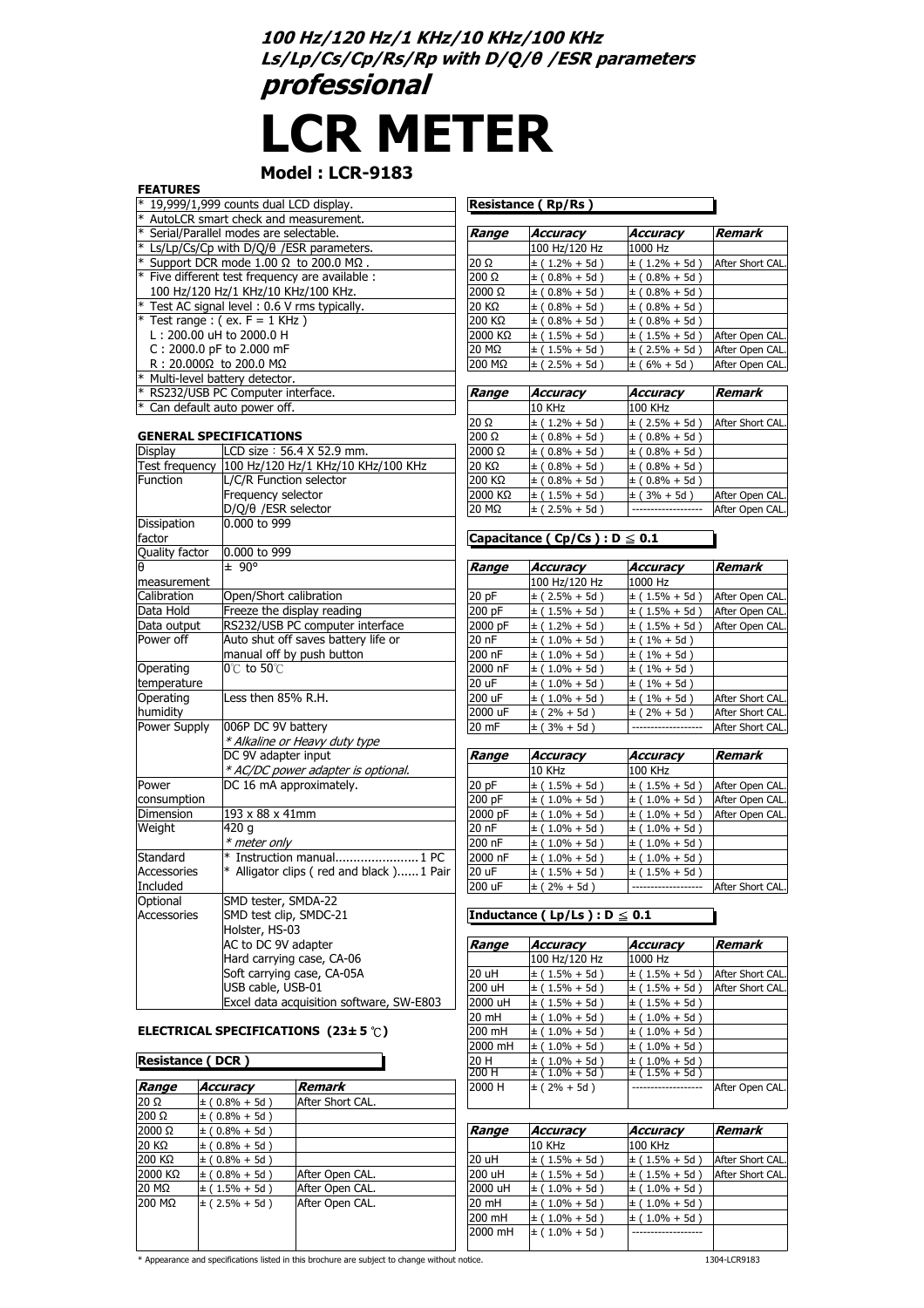# 100 Hz/120 Hz/1 KHz/10 KHz/100 KHz Ls/Lp/Cs/Cp/Rs/Rp with D/Q/θ /ESR parameters

# professional

# LCR METER

## Model : LCR-9183

### FEATURES

|   |
|---|
| * 19,999/1,999 counts dual LCD display. |
| * AutoLCR smart check and measurement. |
| * Serial/Parallel modes are selectable. |
| * Ls/Lp/Cs/Cp with D/Q/θ /ESR parameters. |
| * Support DCR mode 1.00 Ω to 200.0 MΩ . |
| * Five different test frequency are available :<br>100 Hz/120 Hz/1 KHz/10 KHz/100 KHz. |
| * Test AC signal level : 0.6 V rms typically. |
| * Test range : ( ex. F = 1 KHz )<br>L : 200.00 uH to 2000.0 H<br>C : 2000.0 pF to 2.000 mF<br>R : 20.000Ω to 200.0 MΩ |
| * Multi-level battery detector. |
| * RS232/USB PC Computer interface. |
| * Can default auto power off. |

### GENERAL SPECIFICATIONS

| | |
|---|---|
| Display | LCD size：56.4 X 52.9 mm. |
| Test frequency | 100 Hz/120 Hz/1 KHz/10 KHz/100 KHz |
| Function | L/C/R Function selector<br>Frequency selector<br>D/Q/θ /ESR selector |
| Dissipation factor | 0.000 to 999 |
| Quality factor | 0.000 to 999 |
| θ measurement | ± 90° |
| Calibration | Open/Short calibration |
| Data Hold | Freeze the display reading |
| Data output | RS232/USB PC computer interface |
| Power off | Auto shut off saves battery life or manual off by push button |
| Operating temperature | 0℃ to 50℃ |
| Operating humidity | Less then 85% R.H. |
| Power Supply | 006P DC 9V battery<br>*Alkaline or Heavy duty type*<br>DC 9V adapter input<br>*\* AC/DC power adapter is optional.* |
| Power consumption | DC 16 mA approximately. |
| Dimension | 193 x 88 x 41mm |
| Weight | 420 g<br>*\* meter only* |
| Standard Accessories Included | * Instruction manual....................... 1 PC<br>* Alligator clips ( red and black )...... 1 Pair |
| Optional Accessories | SMD tester, SMDA-22<br>SMD test clip, SMDC-21<br>Holster, HS-03<br>AC to DC 9V adapter<br>Hard carrying case, CA-06<br>Soft carrying case, CA-05A<br>USB cable, USB-01<br>Excel data acquisition software, SW-E803 |

### ELECTRICAL SPECIFICATIONS (23± 5 ℃)

**Resistance ( DCR )**

| Range | Accuracy | Remark |
|---|---|---|
| 20 Ω | ± ( 0.8% + 5d ) | After Short CAL. |
| 200 Ω | ± ( 0.8% + 5d ) | |
| 2000 Ω | ± ( 0.8% + 5d ) | |
| 20 KΩ | ± ( 0.8% + 5d ) | |
| 200 KΩ | ± ( 0.8% + 5d ) | |
| 2000 KΩ | ± ( 0.8% + 5d ) | After Open CAL. |
| 20 MΩ | ± ( 1.5% + 5d ) | After Open CAL. |
| 200 MΩ | ± ( 2.5% + 5d ) | After Open CAL. |

**Resistance ( Rp/Rs )**

| Range | Accuracy | Accuracy | Remark |
|---|---|---|---|
| | 100 Hz/120 Hz | 1000 Hz | |
| 20 Ω | ± ( 1.2% + 5d ) | ± ( 1.2% + 5d ) | After Short CAL. |
| 200 Ω | ± ( 0.8% + 5d ) | ± ( 0.8% + 5d ) | |
| 2000 Ω | ± ( 0.8% + 5d ) | ± ( 0.8% + 5d ) | |
| 20 KΩ | ± ( 0.8% + 5d ) | ± ( 0.8% + 5d ) | |
| 200 KΩ | ± ( 0.8% + 5d ) | ± ( 0.8% + 5d ) | |
| 2000 KΩ | ± ( 1.5% + 5d ) | ± ( 1.5% + 5d ) | After Open CAL. |
| 20 MΩ | ± ( 1.5% + 5d ) | ± ( 2.5% + 5d ) | After Open CAL. |
| 200 MΩ | ± ( 2.5% + 5d ) | ± ( 6% + 5d ) | After Open CAL. |

| Range | Accuracy | Accuracy | Remark |
|---|---|---|---|
| | 10 KHz | 100 KHz | |
| 20 Ω | ± ( 1.2% + 5d ) | ± ( 2.5% + 5d ) | After Short CAL. |
| 200 Ω | ± ( 0.8% + 5d ) | ± ( 0.8% + 5d ) | |
| 2000 Ω | ± ( 0.8% + 5d ) | ± ( 0.8% + 5d ) | |
| 20 KΩ | ± ( 0.8% + 5d ) | ± ( 0.8% + 5d ) | |
| 200 KΩ | ± ( 0.8% + 5d ) | ± ( 0.8% + 5d ) | |
| 2000 KΩ | ± ( 1.5% + 5d ) | ± ( 3% + 5d ) | After Open CAL. |
| 20 MΩ | ± ( 2.5% + 5d ) | ------------------- | After Open CAL. |

**Capacitance ( Cp/Cs ) : D ≦ 0.1**

| Range | Accuracy | Accuracy | Remark |
|---|---|---|---|
| | 100 Hz/120 Hz | 1000 Hz | |
| 20 pF | ± ( 2.5% + 5d ) | ± ( 1.5% + 5d ) | After Open CAL. |
| 200 pF | ± ( 1.5% + 5d ) | ± ( 1.5% + 5d ) | After Open CAL. |
| 2000 pF | ± ( 1.2% + 5d ) | ± ( 1.5% + 5d ) | After Open CAL. |
| 20 nF | ± ( 1.0% + 5d ) | ± ( 1% + 5d ) | |
| 200 nF | ± ( 1.0% + 5d ) | ± ( 1% + 5d ) | |
| 2000 nF | ± ( 1.0% + 5d ) | ± ( 1% + 5d ) | |
| 20 uF | ± ( 1.0% + 5d ) | ± ( 1% + 5d ) | |
| 200 uF | ± ( 1.0% + 5d ) | ± ( 1% + 5d ) | After Short CAL. |
| 2000 uF | ± ( 2% + 5d ) | ± ( 2% + 5d ) | After Short CAL. |
| 20 mF | ± ( 3% + 5d ) | ------------------- | After Short CAL. |

| Range | Accuracy | Accuracy | Remark |
|---|---|---|---|
| | 10 KHz | 100 KHz | |
| 20 pF | ± ( 1.5% + 5d ) | ± ( 1.5% + 5d ) | After Open CAL. |
| 200 pF | ± ( 1.0% + 5d ) | ± ( 1.0% + 5d ) | After Open CAL. |
| 2000 pF | ± ( 1.0% + 5d ) | ± ( 1.0% + 5d ) | After Open CAL. |
| 20 nF | ± ( 1.0% + 5d ) | ± ( 1.0% + 5d ) | |
| 200 nF | ± ( 1.0% + 5d ) | ± ( 1.0% + 5d ) | |
| 2000 nF | ± ( 1.0% + 5d ) | ± ( 1.0% + 5d ) | |
| 20 uF | ± ( 1.5% + 5d ) | ± ( 1.5% + 5d ) | |
| 200 uF | ± ( 2% + 5d ) | ------------------- | After Short CAL. |

**Inductance ( Lp/Ls ) : D ≦ 0.1**

| Range | Accuracy | Accuracy | Remark |
|---|---|---|---|
| | 100 Hz/120 Hz | 1000 Hz | |
| 20 uH | ± ( 1.5% + 5d ) | ± ( 1.5% + 5d ) | After Short CAL. |
| 200 uH | ± ( 1.5% + 5d ) | ± ( 1.5% + 5d ) | After Short CAL. |
| 2000 uH | ± ( 1.5% + 5d ) | ± ( 1.5% + 5d ) | |
| 20 mH | ± ( 1.0% + 5d ) | ± ( 1.0% + 5d ) | |
| 200 mH | ± ( 1.0% + 5d ) | ± ( 1.0% + 5d ) | |
| 2000 mH | ± ( 1.0% + 5d ) | ± ( 1.0% + 5d ) | |
| 20 H | ± ( 1.0% + 5d ) | ± ( 1.0% + 5d ) | |
| 200 H | ± ( 1.0% + 5d ) | ± ( 1.5% + 5d ) | |
| 2000 H | ± ( 2% + 5d ) | ------------------- | After Open CAL. |

| Range | Accuracy | Accuracy | Remark |
|---|---|---|---|
| | 10 KHz | 100 KHz | |
| 20 uH | ± ( 1.5% + 5d ) | ± ( 1.5% + 5d ) | After Short CAL. |
| 200 uH | ± ( 1.5% + 5d ) | ± ( 1.5% + 5d ) | After Short CAL. |
| 2000 uH | ± ( 1.0% + 5d ) | ± ( 1.0% + 5d ) | |
| 20 mH | ± ( 1.0% + 5d ) | ± ( 1.0% + 5d ) | |
| 200 mH | ± ( 1.0% + 5d ) | ± ( 1.0% + 5d ) | |
| 2000 mH | ± ( 1.0% + 5d ) | ------------------- | |

\* Appearance and specifications listed in this brochure are subject to change without notice.

1304-LCR9183